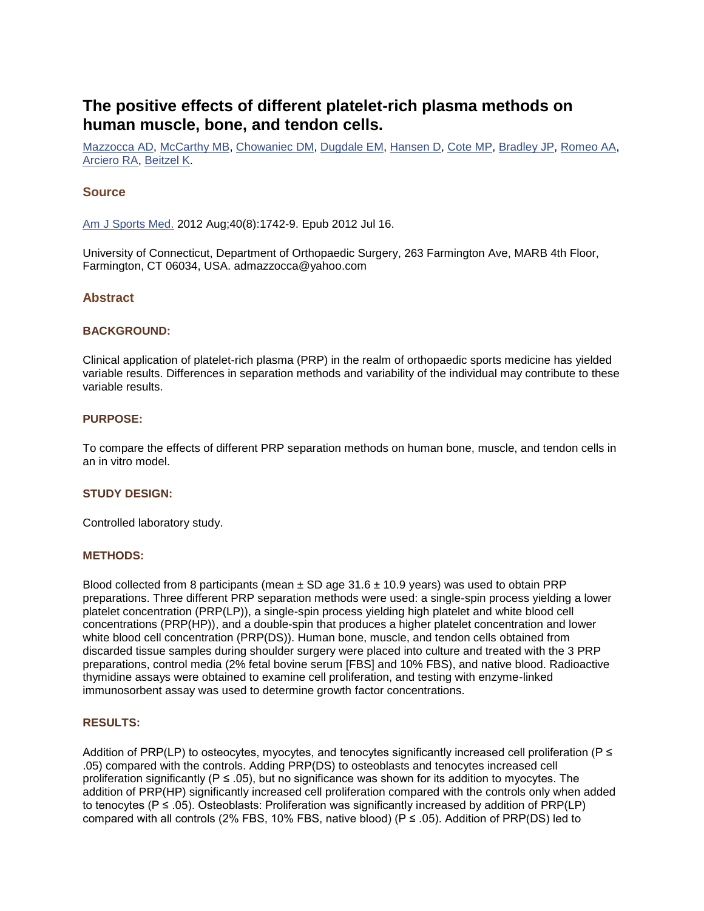# The positive effects of different platelet-rich plasma methods on human muscle, bone, and tendon cells.

Mazzocca AD, McCarthy MB, Chowaniec DM, Dugdale EM, Hansen D, Cote MP, Bradley JP, Romeo AA, Arciero RA, Beitzel K.

## Source

Am J Sports Med. 2012 Aug;40(8):1742-9. Epub 2012 Jul 16.

University of Connecticut, Department of Orthopaedic Surgery, 263 Farmington Ave, MARB 4th Floor, Farmington, CT 06034, USA. admazzocca@yahoo.com

## Abstract

### BACKGROUND:

Clinical application of platelet-rich plasma (PRP) in the realm of orthopaedic sports medicine has yielded variable results. Differences in separation methods and variability of the individual may contribute to these variable results.

### PURPOSE:

To compare the effects of different PRP separation methods on human bone, muscle, and tendon cells in an in vitro model.

### STUDY DESIGN:

Controlled laboratory study.

### METHODS:

Blood collected from 8 participants (mean ± SD age 31.6 ± 10.9 years) was used to obtain PRP preparations. Three different PRP separation methods were used: a single-spin process yielding a lower platelet concentration (PRP(LP)), a single-spin process yielding high platelet and white blood cell concentrations (PRP(HP)), and a double-spin that produces a higher platelet concentration and lower white blood cell concentration (PRP(DS)). Human bone, muscle, and tendon cells obtained from discarded tissue samples during shoulder surgery were placed into culture and treated with the 3 PRP preparations, control media (2% fetal bovine serum [FBS] and 10% FBS), and native blood. Radioactive thymidine assays were obtained to examine cell proliferation, and testing with enzyme-linked immunosorbent assay was used to determine growth factor concentrations.

### RESULTS:

Addition of PRP(LP) to osteocytes, myocytes, and tenocytes significantly increased cell proliferation ($P \leq .05$) compared with the controls. Adding PRP(DS) to osteoblasts and tenocytes increased cell proliferation significantly ($P \leq .05$), but no significance was shown for its addition to myocytes. The addition of PRP(HP) significantly increased cell proliferation compared with the controls only when added to tenocytes ($P \leq .05$). Osteoblasts: Proliferation was significantly increased by addition of PRP(LP) compared with all controls (2% FBS, 10% FBS, native blood) ($P \leq .05$). Addition of PRP(DS) led to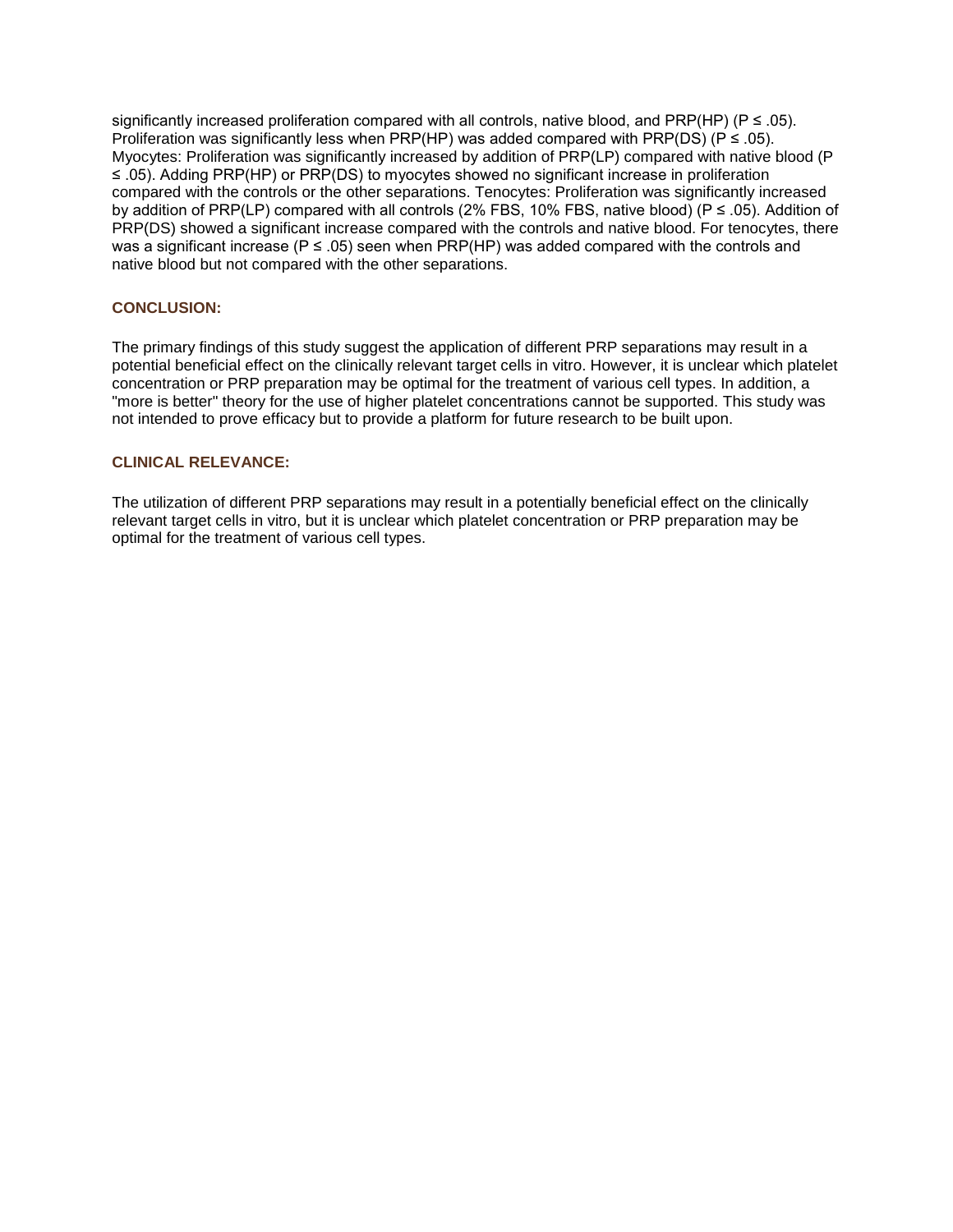significantly increased proliferation compared with all controls, native blood, and PRP(HP) ($P \leq .05$). Proliferation was significantly less when PRP(HP) was added compared with PRP(DS) ($P \leq .05$). Myocytes: Proliferation was significantly increased by addition of PRP(LP) compared with native blood ($P \leq .05$). Adding PRP(HP) or PRP(DS) to myocytes showed no significant increase in proliferation compared with the controls or the other separations. Tenocytes: Proliferation was significantly increased by addition of PRP(LP) compared with all controls (2% FBS, 10% FBS, native blood) ($P \leq .05$). Addition of PRP(DS) showed a significant increase compared with the controls and native blood. For tenocytes, there was a significant increase ($P \leq .05$) seen when PRP(HP) was added compared with the controls and native blood but not compared with the other separations.

### CONCLUSION:

The primary findings of this study suggest the application of different PRP separations may result in a potential beneficial effect on the clinically relevant target cells in vitro. However, it is unclear which platelet concentration or PRP preparation may be optimal for the treatment of various cell types. In addition, a "more is better" theory for the use of higher platelet concentrations cannot be supported. This study was not intended to prove efficacy but to provide a platform for future research to be built upon.

### CLINICAL RELEVANCE:

The utilization of different PRP separations may result in a potentially beneficial effect on the clinically relevant target cells in vitro, but it is unclear which platelet concentration or PRP preparation may be optimal for the treatment of various cell types.